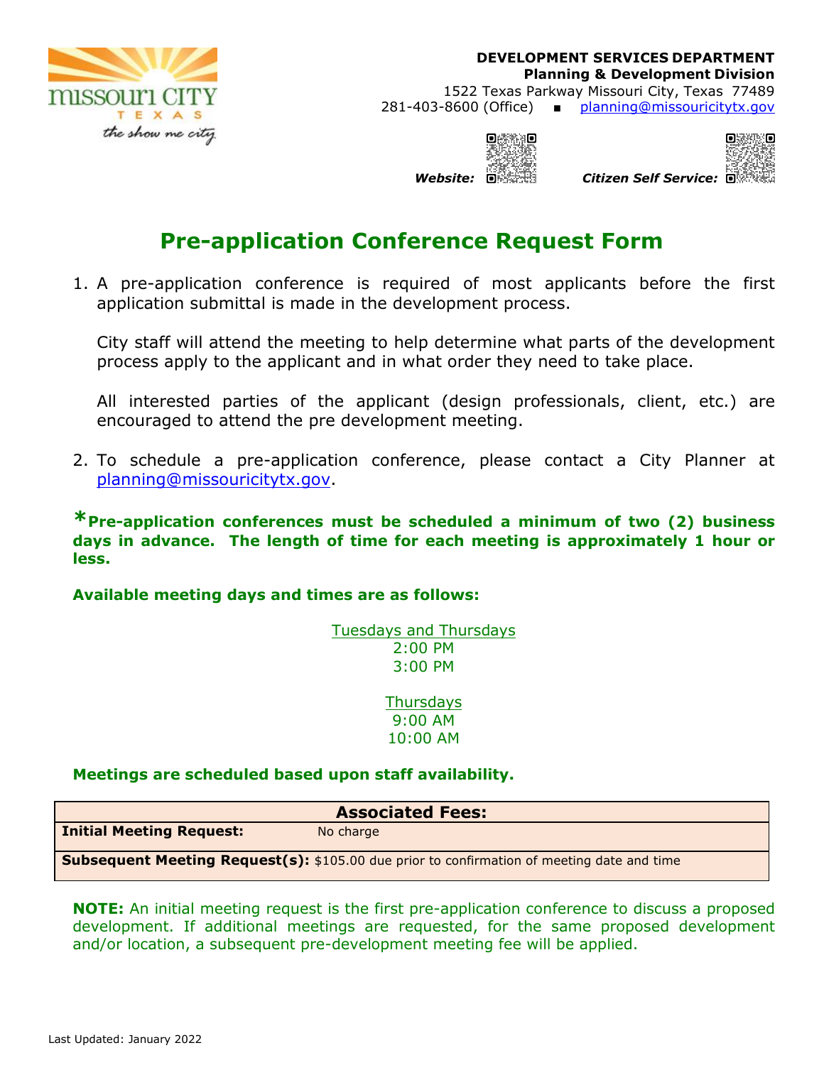**DEVELOPMENT SERVICES DEPARTMENT**
**Planning & Development Division**
1522 Texas Parkway Missouri City, Texas 77489
281-403-8600 (Office) ▪ planning@missouricitytx.gov

***Website:*** ***Citizen Self Service:***

# Pre-application Conference Request Form

1. A pre-application conference is required of most applicants before the first application submittal is made in the development process.

   City staff will attend the meeting to help determine what parts of the development process apply to the applicant and in what order they need to take place.

   All interested parties of the applicant (design professionals, client, etc.) are encouraged to attend the pre development meeting.

2. To schedule a pre-application conference, please contact a City Planner at planning@missouricitytx.gov.

**\*Pre-application conferences must be scheduled a minimum of two (2) business days in advance. The length of time for each meeting is approximately 1 hour or less.**

**Available meeting days and times are as follows:**

Tuesdays and Thursdays
2:00 PM
3:00 PM

Thursdays
9:00 AM
10:00 AM

**Meetings are scheduled based upon staff availability.**

| Associated Fees: | |
|---|---|
| **Initial Meeting Request:** | No charge |
| **Subsequent Meeting Request(s):** | $105.00 due prior to confirmation of meeting date and time |

**NOTE:** An initial meeting request is the first pre-application conference to discuss a proposed development. If additional meetings are requested, for the same proposed development and/or location, a subsequent pre-development meeting fee will be applied.

Last Updated: January 2022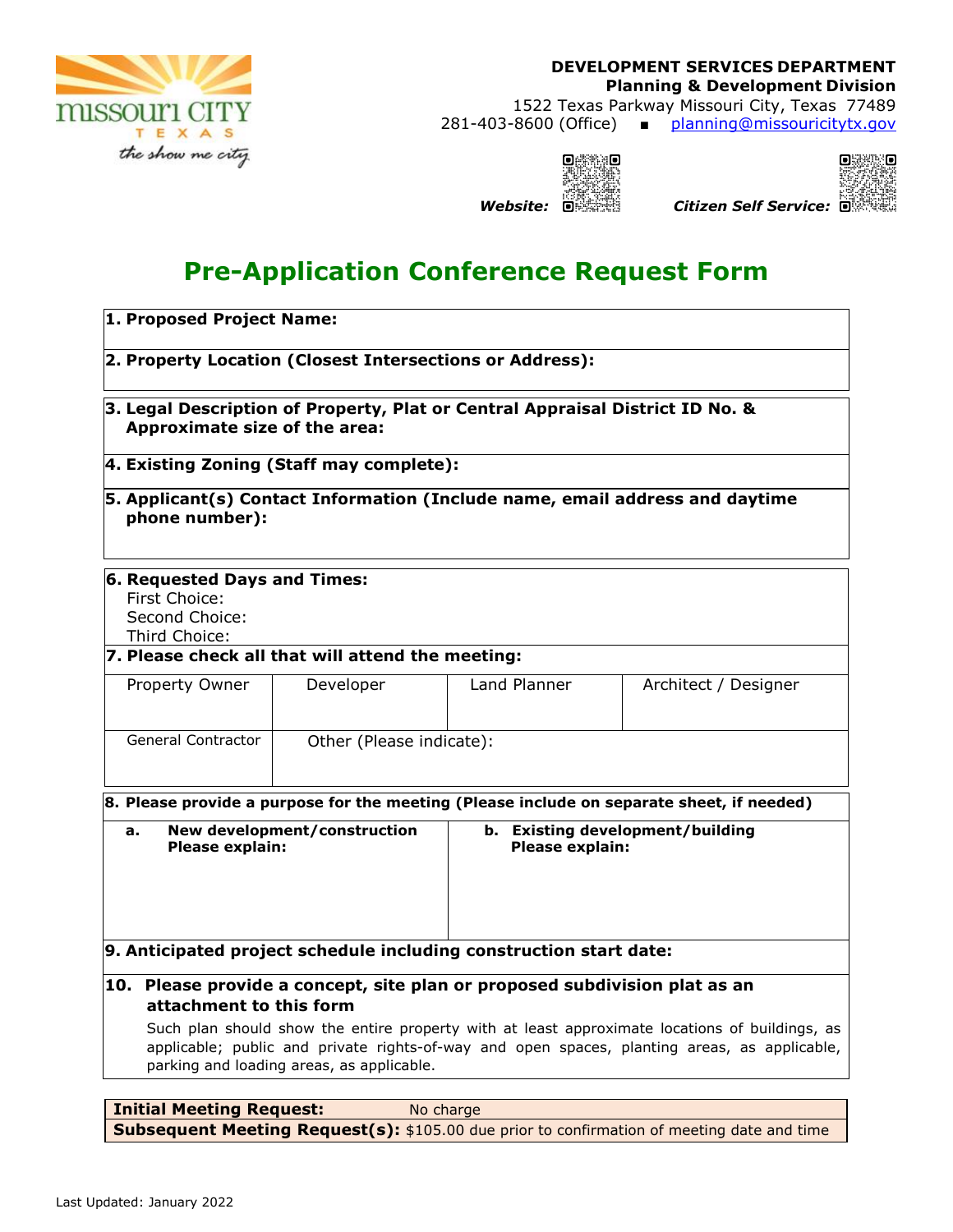**DEVELOPMENT SERVICES DEPARTMENT**
**Planning & Development Division**
1522 Texas Parkway Missouri City, Texas 77489
281-403-8600 (Office) ▪ planning@missouricitytx.gov

*Website:* *Citizen Self Service:*

# Pre-Application Conference Request Form

**1. Proposed Project Name:**

**2. Property Location (Closest Intersections or Address):**

**3. Legal Description of Property, Plat or Central Appraisal District ID No. & Approximate size of the area:**

**4. Existing Zoning (Staff may complete):**

**5. Applicant(s) Contact Information (Include name, email address and daytime phone number):**

**6. Requested Days and Times:**
First Choice:
Second Choice:
Third Choice:

**7. Please check all that will attend the meeting:**

| | | | |
|---|---|---|---|
| Property Owner | Developer | Land Planner | Architect / Designer |
| General Contractor | Other (Please indicate): | | |

**8. Please provide a purpose for the meeting (Please include on separate sheet, if needed)**

| | |
|---|---|
| **a. New development/construction Please explain:** | **b. Existing development/building Please explain:** |

**9. Anticipated project schedule including construction start date:**

**10. Please provide a concept, site plan or proposed subdivision plat as an attachment to this form**

Such plan should show the entire property with at least approximate locations of buildings, as applicable; public and private rights-of-way and open spaces, planting areas, as applicable, parking and loading areas, as applicable.

| | |
|---|---|
| **Initial Meeting Request:** | No charge |
| **Subsequent Meeting Request(s):** | $105.00 due prior to confirmation of meeting date and time |

Last Updated: January 2022